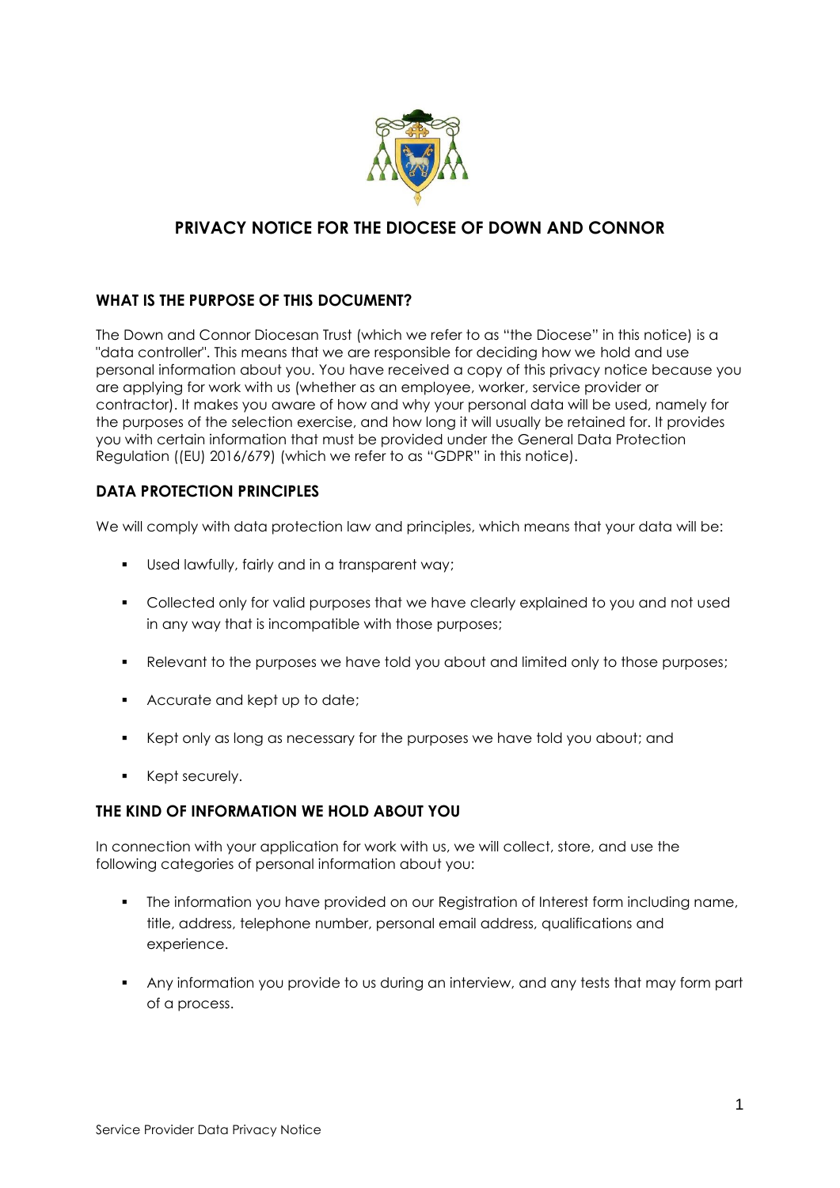# PRIVACY NOTICE FOR THE DIOCESE OF DOWN AND CONNOR

## WHAT IS THE PURPOSE OF THIS DOCUMENT?

The Down and Connor Diocesan Trust (which we refer to as "the Diocese" in this notice) is a "data controller". This means that we are responsible for deciding how we hold and use personal information about you. You have received a copy of this privacy notice because you are applying for work with us (whether as an employee, worker, service provider or contractor). It makes you aware of how and why your personal data will be used, namely for the purposes of the selection exercise, and how long it will usually be retained for. It provides you with certain information that must be provided under the General Data Protection Regulation ((EU) 2016/679) (which we refer to as "GDPR" in this notice).

## DATA PROTECTION PRINCIPLES

We will comply with data protection law and principles, which means that your data will be:

- Used lawfully, fairly and in a transparent way;
- Collected only for valid purposes that we have clearly explained to you and not used in any way that is incompatible with those purposes;
- Relevant to the purposes we have told you about and limited only to those purposes;
- Accurate and kept up to date;
- Kept only as long as necessary for the purposes we have told you about; and
- Kept securely.

## THE KIND OF INFORMATION WE HOLD ABOUT YOU

In connection with your application for work with us, we will collect, store, and use the following categories of personal information about you:

- The information you have provided on our Registration of Interest form including name, title, address, telephone number, personal email address, qualifications and experience.
- Any information you provide to us during an interview, and any tests that may form part of a process.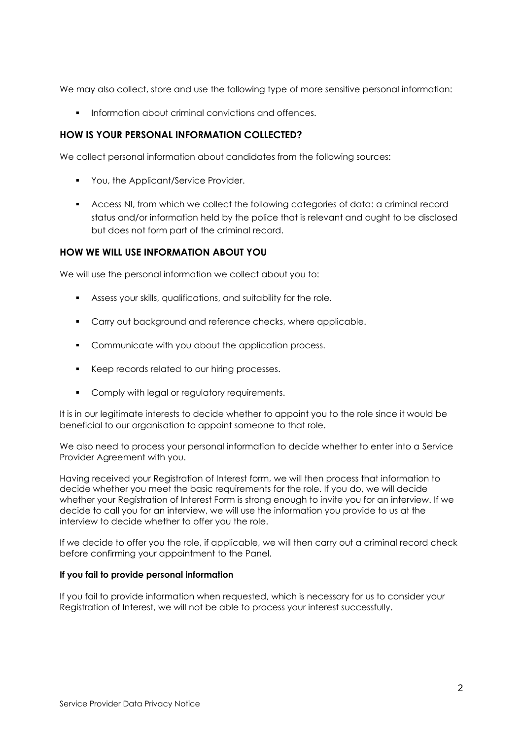We may also collect, store and use the following type of more sensitive personal information:

- Information about criminal convictions and offences.

## HOW IS YOUR PERSONAL INFORMATION COLLECTED?

We collect personal information about candidates from the following sources:

- You, the Applicant/Service Provider.
- Access NI, from which we collect the following categories of data: a criminal record status and/or information held by the police that is relevant and ought to be disclosed but does not form part of the criminal record.

## HOW WE WILL USE INFORMATION ABOUT YOU

We will use the personal information we collect about you to:

- Assess your skills, qualifications, and suitability for the role.
- Carry out background and reference checks, where applicable.
- Communicate with you about the application process.
- Keep records related to our hiring processes.
- Comply with legal or regulatory requirements.

It is in our legitimate interests to decide whether to appoint you to the role since it would be beneficial to our organisation to appoint someone to that role.

We also need to process your personal information to decide whether to enter into a Service Provider Agreement with you.

Having received your Registration of Interest form, we will then process that information to decide whether you meet the basic requirements for the role. If you do, we will decide whether your Registration of Interest Form is strong enough to invite you for an interview. If we decide to call you for an interview, we will use the information you provide to us at the interview to decide whether to offer you the role.

If we decide to offer you the role, if applicable, we will then carry out a criminal record check before confirming your appointment to the Panel.

**If you fail to provide personal information**

If you fail to provide information when requested, which is necessary for us to consider your Registration of Interest, we will not be able to process your interest successfully.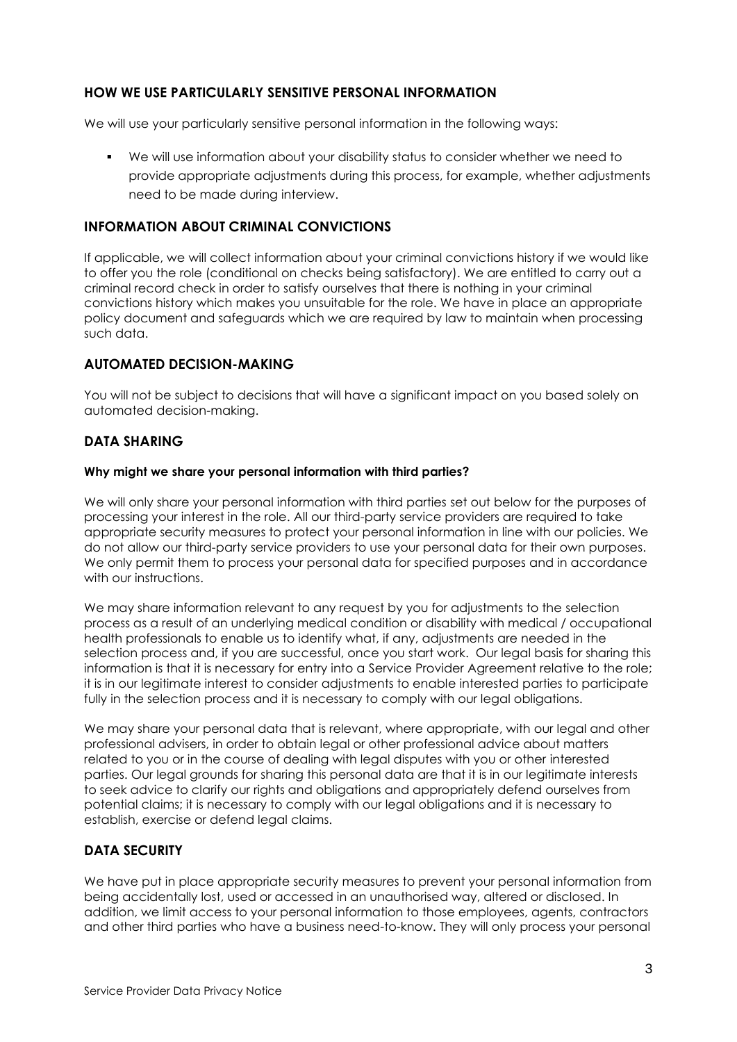## HOW WE USE PARTICULARLY SENSITIVE PERSONAL INFORMATION

We will use your particularly sensitive personal information in the following ways:

- We will use information about your disability status to consider whether we need to provide appropriate adjustments during this process, for example, whether adjustments need to be made during interview.

## INFORMATION ABOUT CRIMINAL CONVICTIONS

If applicable, we will collect information about your criminal convictions history if we would like to offer you the role (conditional on checks being satisfactory). We are entitled to carry out a criminal record check in order to satisfy ourselves that there is nothing in your criminal convictions history which makes you unsuitable for the role. We have in place an appropriate policy document and safeguards which we are required by law to maintain when processing such data.

## AUTOMATED DECISION-MAKING

You will not be subject to decisions that will have a significant impact on you based solely on automated decision-making.

## DATA SHARING

### Why might we share your personal information with third parties?

We will only share your personal information with third parties set out below for the purposes of processing your interest in the role. All our third-party service providers are required to take appropriate security measures to protect your personal information in line with our policies. We do not allow our third-party service providers to use your personal data for their own purposes. We only permit them to process your personal data for specified purposes and in accordance with our instructions.

We may share information relevant to any request by you for adjustments to the selection process as a result of an underlying medical condition or disability with medical / occupational health professionals to enable us to identify what, if any, adjustments are needed in the selection process and, if you are successful, once you start work. Our legal basis for sharing this information is that it is necessary for entry into a Service Provider Agreement relative to the role; it is in our legitimate interest to consider adjustments to enable interested parties to participate fully in the selection process and it is necessary to comply with our legal obligations.

We may share your personal data that is relevant, where appropriate, with our legal and other professional advisers, in order to obtain legal or other professional advice about matters related to you or in the course of dealing with legal disputes with you or other interested parties. Our legal grounds for sharing this personal data are that it is in our legitimate interests to seek advice to clarify our rights and obligations and appropriately defend ourselves from potential claims; it is necessary to comply with our legal obligations and it is necessary to establish, exercise or defend legal claims.

## DATA SECURITY

We have put in place appropriate security measures to prevent your personal information from being accidentally lost, used or accessed in an unauthorised way, altered or disclosed. In addition, we limit access to your personal information to those employees, agents, contractors and other third parties who have a business need-to-know. They will only process your personal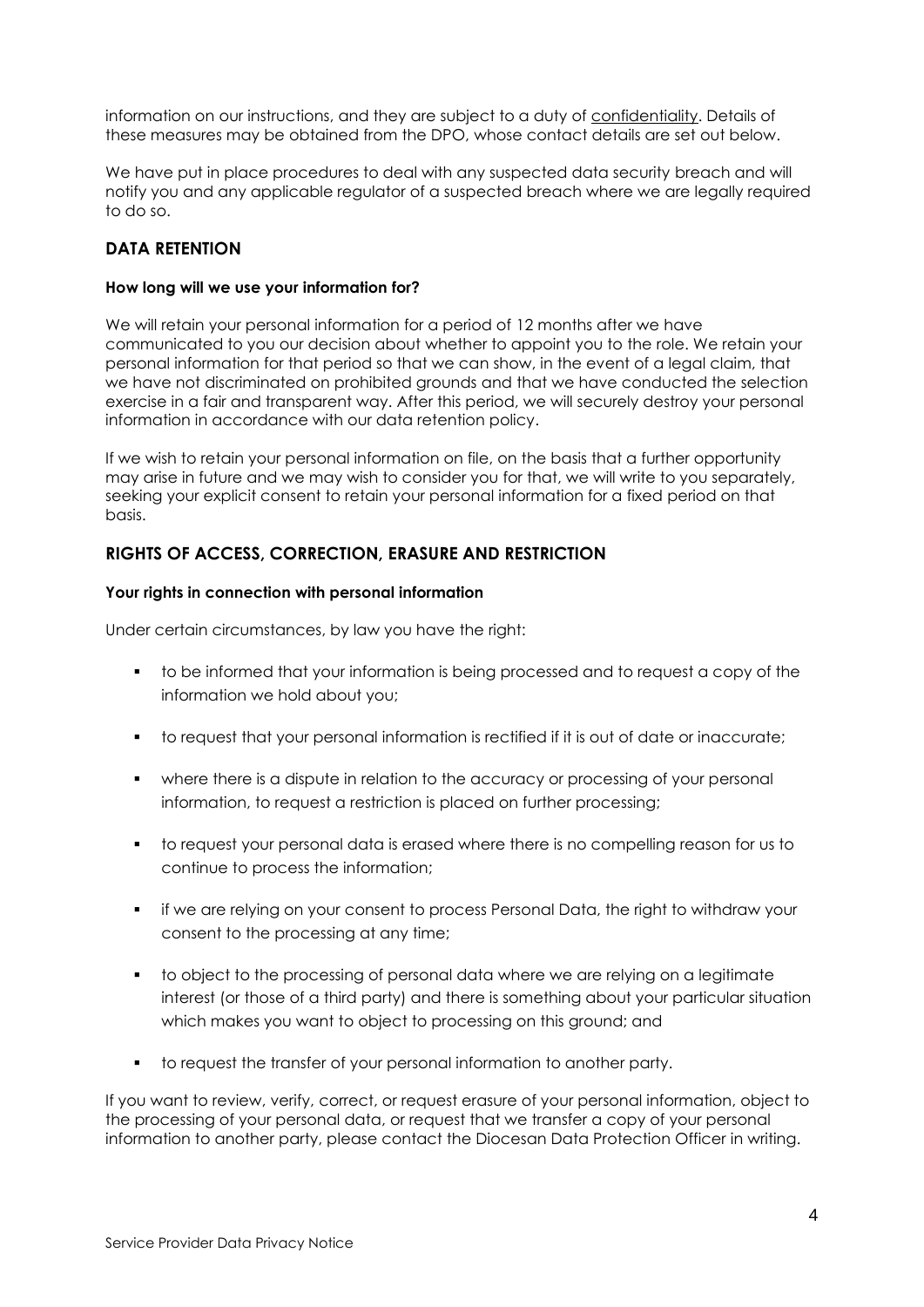information on our instructions, and they are subject to a duty of confidentiality. Details of these measures may be obtained from the DPO, whose contact details are set out below.

We have put in place procedures to deal with any suspected data security breach and will notify you and any applicable regulator of a suspected breach where we are legally required to do so.

## DATA RETENTION

### How long will we use your information for?

We will retain your personal information for a period of 12 months after we have communicated to you our decision about whether to appoint you to the role. We retain your personal information for that period so that we can show, in the event of a legal claim, that we have not discriminated on prohibited grounds and that we have conducted the selection exercise in a fair and transparent way. After this period, we will securely destroy your personal information in accordance with our data retention policy.

If we wish to retain your personal information on file, on the basis that a further opportunity may arise in future and we may wish to consider you for that, we will write to you separately, seeking your explicit consent to retain your personal information for a fixed period on that basis.

## RIGHTS OF ACCESS, CORRECTION, ERASURE AND RESTRICTION

### Your rights in connection with personal information

Under certain circumstances, by law you have the right:

- to be informed that your information is being processed and to request a copy of the information we hold about you;
- to request that your personal information is rectified if it is out of date or inaccurate;
- where there is a dispute in relation to the accuracy or processing of your personal information, to request a restriction is placed on further processing;
- to request your personal data is erased where there is no compelling reason for us to continue to process the information;
- if we are relying on your consent to process Personal Data, the right to withdraw your consent to the processing at any time;
- to object to the processing of personal data where we are relying on a legitimate interest (or those of a third party) and there is something about your particular situation which makes you want to object to processing on this ground; and
- to request the transfer of your personal information to another party.

If you want to review, verify, correct, or request erasure of your personal information, object to the processing of your personal data, or request that we transfer a copy of your personal information to another party, please contact the Diocesan Data Protection Officer in writing.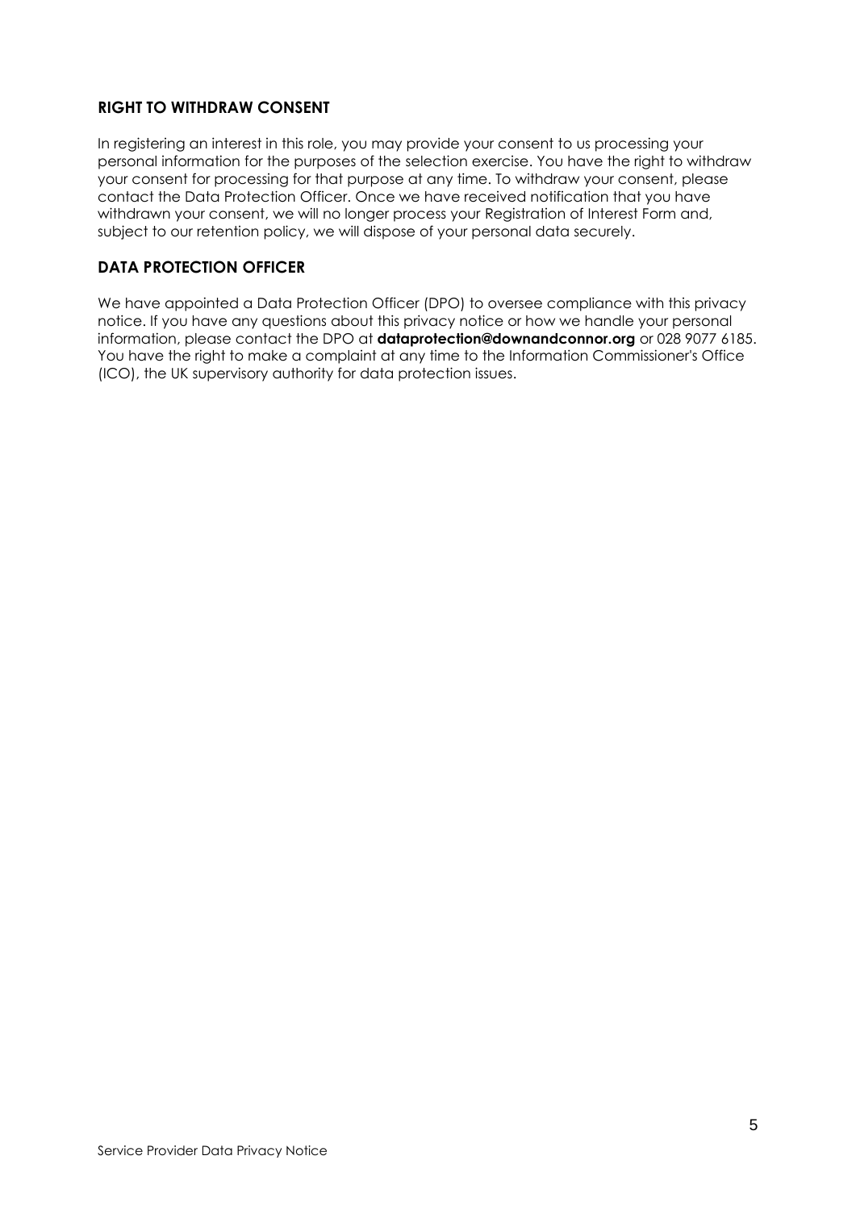## RIGHT TO WITHDRAW CONSENT

In registering an interest in this role, you may provide your consent to us processing your personal information for the purposes of the selection exercise. You have the right to withdraw your consent for processing for that purpose at any time. To withdraw your consent, please contact the Data Protection Officer. Once we have received notification that you have withdrawn your consent, we will no longer process your Registration of Interest Form and, subject to our retention policy, we will dispose of your personal data securely.

## DATA PROTECTION OFFICER

We have appointed a Data Protection Officer (DPO) to oversee compliance with this privacy notice. If you have any questions about this privacy notice or how we handle your personal information, please contact the DPO at **dataprotection@downandconnor.org** or 028 9077 6185. You have the right to make a complaint at any time to the Information Commissioner's Office (ICO), the UK supervisory authority for data protection issues.